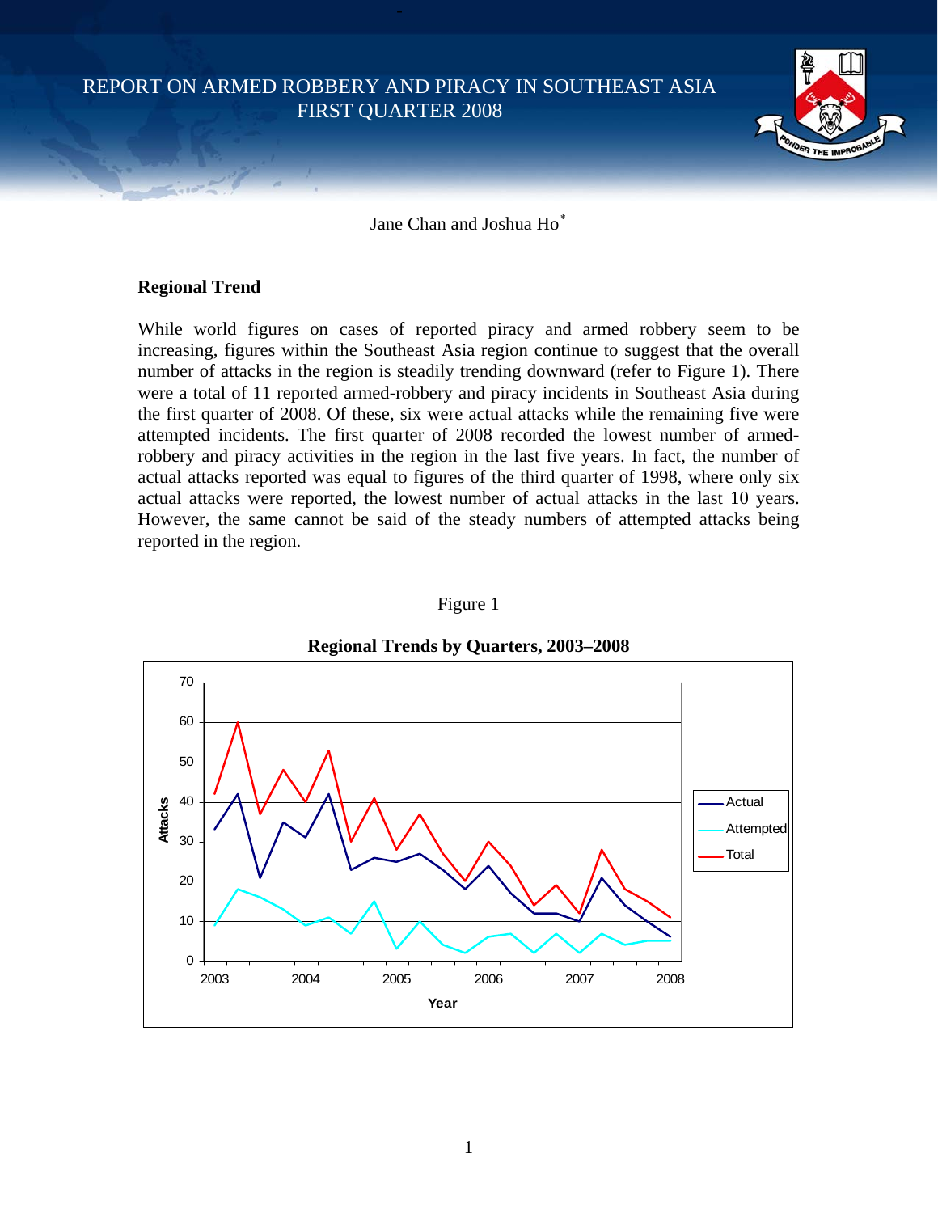# REPORT ON ARMED ROBBERY AND PIRACY IN SOUTHEAST ASIA FIRST QUARTER 2008

Jane Chan and Joshua Ho[*]

## Regional Trend

While world figures on cases of reported piracy and armed robbery seem to be increasing, figures within the Southeast Asia region continue to suggest that the overall number of attacks in the region is steadily trending downward (refer to Figure 1). There were a total of 11 reported armed-robbery and piracy incidents in Southeast Asia during the first quarter of 2008. Of these, six were actual attacks while the remaining five were attempted incidents. The first quarter of 2008 recorded the lowest number of armed-robbery and piracy activities in the region in the last five years. In fact, the number of actual attacks reported was equal to figures of the third quarter of 1998, where only six actual attacks were reported, the lowest number of actual attacks in the last 10 years. However, the same cannot be said of the steady numbers of attempted attacks being reported in the region.

Figure 1

**Regional Trends by Quarters, 2003–2008**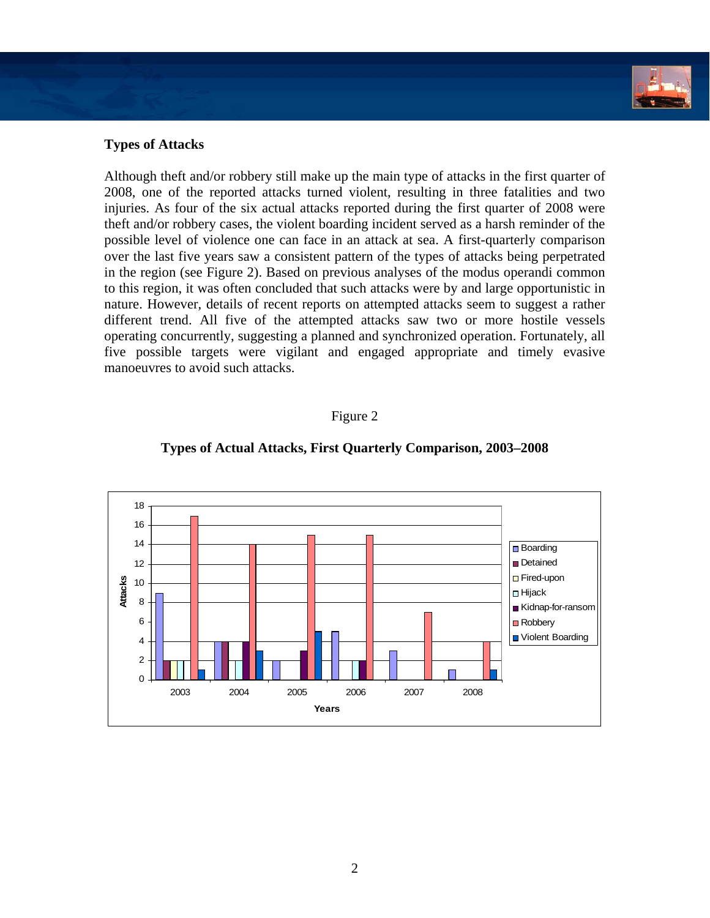### Types of Attacks

Although theft and/or robbery still make up the main type of attacks in the first quarter of 2008, one of the reported attacks turned violent, resulting in three fatalities and two injuries. As four of the six actual attacks reported during the first quarter of 2008 were theft and/or robbery cases, the violent boarding incident served as a harsh reminder of the possible level of violence one can face in an attack at sea. A first-quarterly comparison over the last five years saw a consistent pattern of the types of attacks being perpetrated in the region (see Figure 2). Based on previous analyses of the modus operandi common to this region, it was often concluded that such attacks were by and large opportunistic in nature. However, details of recent reports on attempted attacks seem to suggest a rather different trend. All five of the attempted attacks saw two or more hostile vessels operating concurrently, suggesting a planned and synchronized operation. Fortunately, all five possible targets were vigilant and engaged appropriate and timely evasive manoeuvres to avoid such attacks.

Figure 2

**Types of Actual Attacks, First Quarterly Comparison, 2003–2008**

| Years | Boarding | Detained | Fired-upon | Hijack | Kidnap-for-ransom | Robbery | Violent Boarding |
|---|---|---|---|---|---|---|---|
| 2003 | 9 | 2 | 2 | 2 | 0 | 17 | 1 |
| 2004 | 4 | 4 | 0 | 2 | 4 | 14 | 3 |
| 2005 | 2 | 0 | 0 | 0 | 3 | 15 | 5 |
| 2006 | 5 | 0 | 0 | 2 | 2 | 15 | 0 |
| 2007 | 3 | 0 | 0 | 0 | 0 | 7 | 0 |
| 2008 | 1 | 0 | 0 | 0 | 0 | 4 | 1 |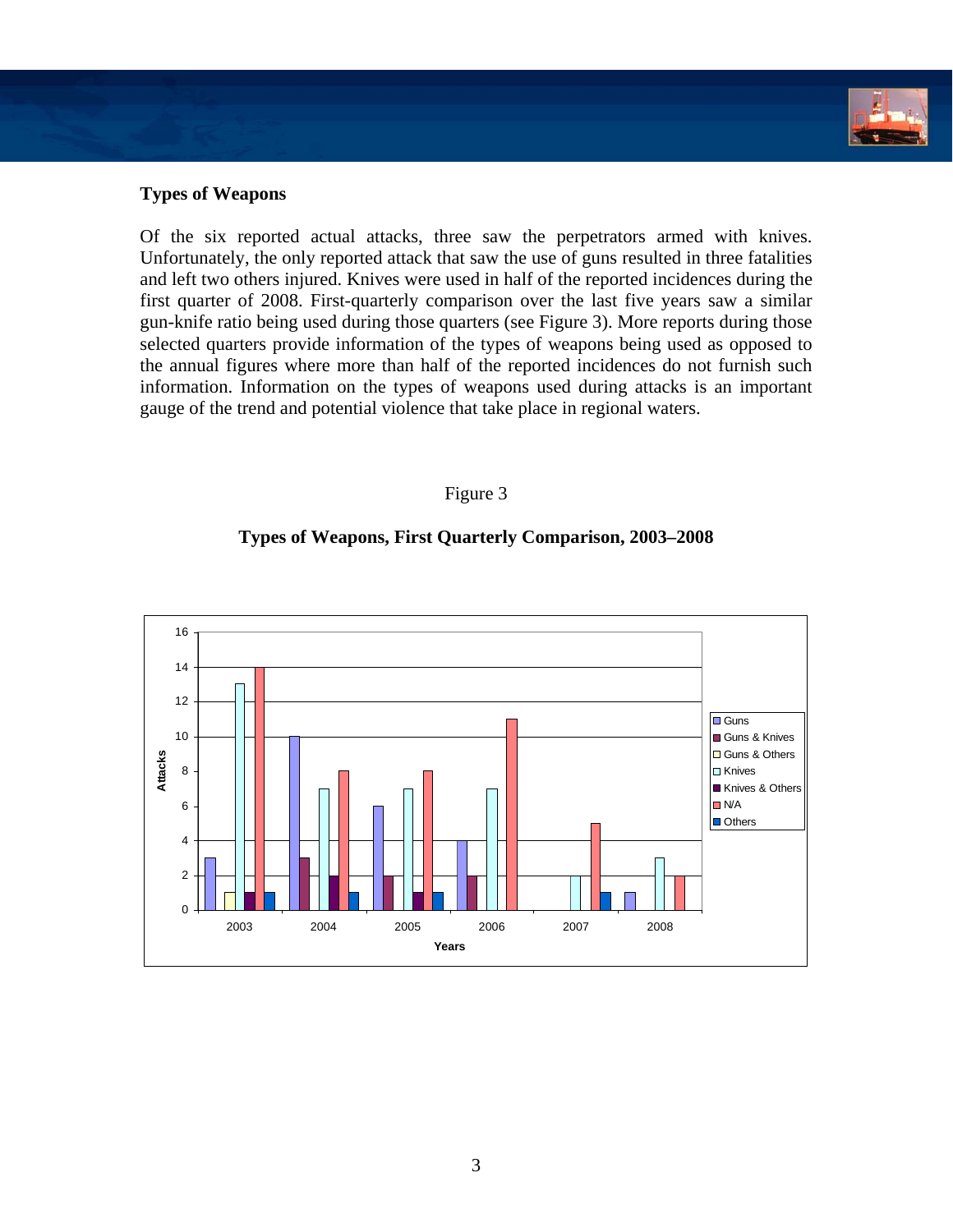## Types of Weapons

Of the six reported actual attacks, three saw the perpetrators armed with knives. Unfortunately, the only reported attack that saw the use of guns resulted in three fatalities and left two others injured. Knives were used in half of the reported incidences during the first quarter of 2008. First-quarterly comparison over the last five years saw a similar gun-knife ratio being used during those quarters (see Figure 3). More reports during those selected quarters provide information of the types of weapons being used as opposed to the annual figures where more than half of the reported incidences do not furnish such information. Information on the types of weapons used during attacks is an important gauge of the trend and potential violence that take place in regional waters.

Figure 3

**Types of Weapons, First Quarterly Comparison, 2003–2008**

| Years | Guns | Guns & Knives | Guns & Others | Knives | Knives & Others | N/A | Others |
|---|---|---|---|---|---|---|---|
| 2003 | 3 | | 1 | 13 | 1 | 14 | 1 |
| 2004 | 10 | 3 | | 7 | 2 | 8 | 1 |
| 2005 | 6 | 2 | | 7 | 1 | 8 | 1 |
| 2006 | 4 | 2 | | 7 | | 11 | |
| 2007 | | | | 2 | | 5 | 1 |
| 2008 | 1 | | | 3 | | 2 | |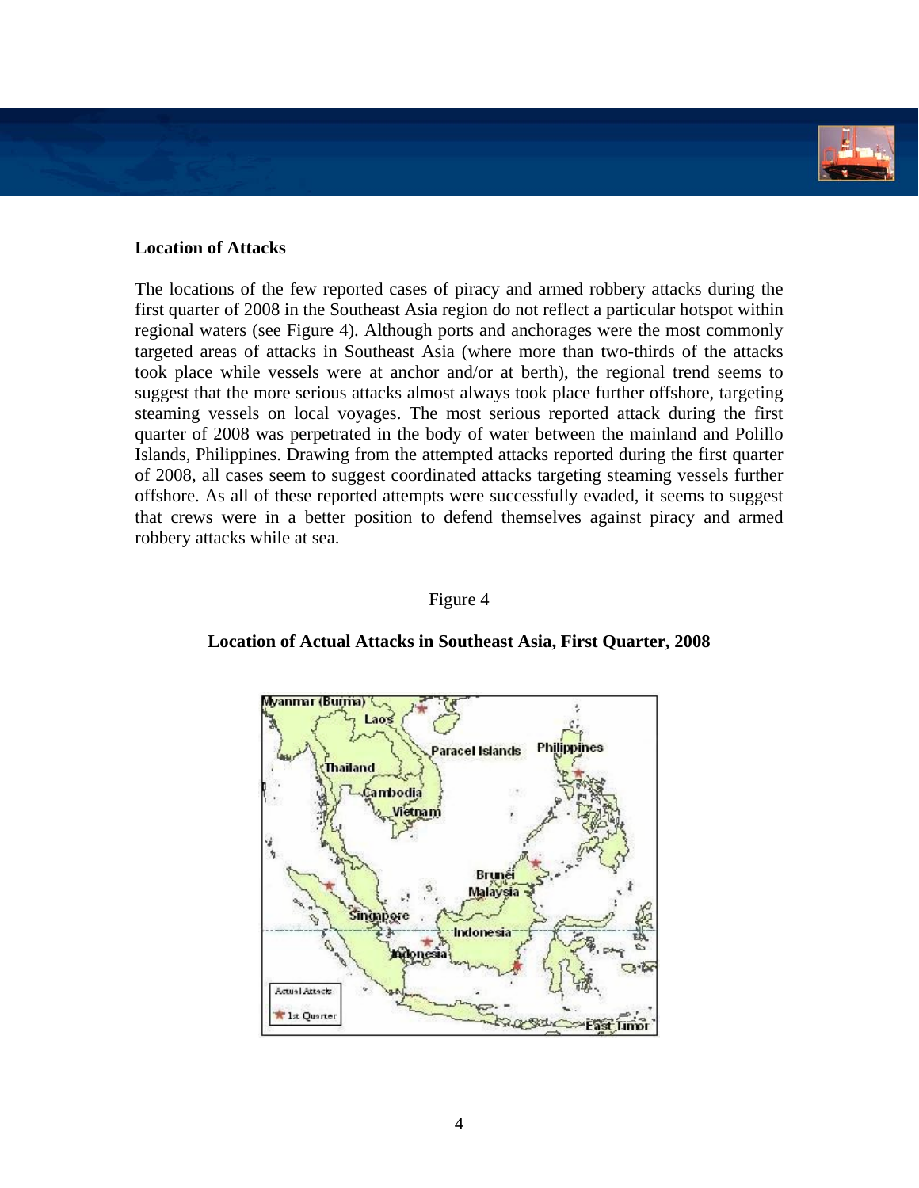**Location of Attacks**

The locations of the few reported cases of piracy and armed robbery attacks during the first quarter of 2008 in the Southeast Asia region do not reflect a particular hotspot within regional waters (see Figure 4). Although ports and anchorages were the most commonly targeted areas of attacks in Southeast Asia (where more than two-thirds of the attacks took place while vessels were at anchor and/or at berth), the regional trend seems to suggest that the more serious attacks almost always took place further offshore, targeting steaming vessels on local voyages. The most serious reported attack during the first quarter of 2008 was perpetrated in the body of water between the mainland and Polillo Islands, Philippines. Drawing from the attempted attacks reported during the first quarter of 2008, all cases seem to suggest coordinated attacks targeting steaming vessels further offshore. As all of these reported attempts were successfully evaded, it seems to suggest that crews were in a better position to defend themselves against piracy and armed robbery attacks while at sea.

Figure 4

**Location of Actual Attacks in Southeast Asia, First Quarter, 2008**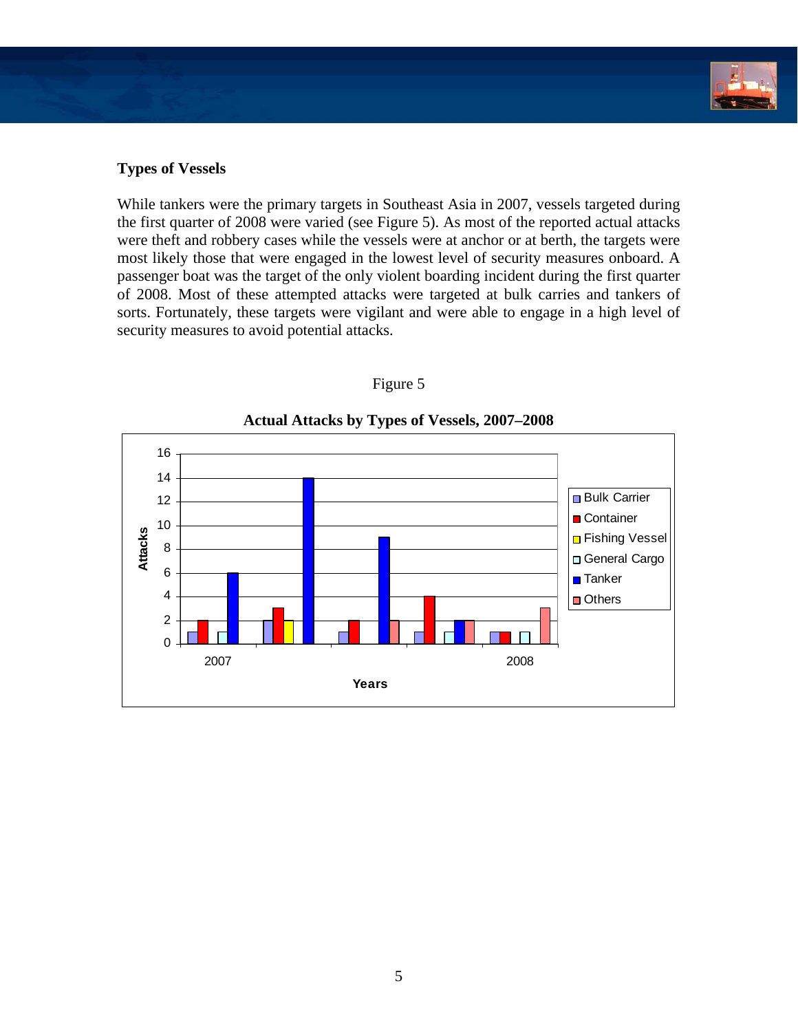**Types of Vessels**

While tankers were the primary targets in Southeast Asia in 2007, vessels targeted during the first quarter of 2008 were varied (see Figure 5). As most of the reported actual attacks were theft and robbery cases while the vessels were at anchor or at berth, the targets were most likely those that were engaged in the lowest level of security measures onboard. A passenger boat was the target of the only violent boarding incident during the first quarter of 2008. Most of these attempted attacks were targeted at bulk carries and tankers of sorts. Fortunately, these targets were vigilant and were able to engage in a high level of security measures to avoid potential attacks.

Figure 5

**Actual Attacks by Types of Vessels, 2007–2008**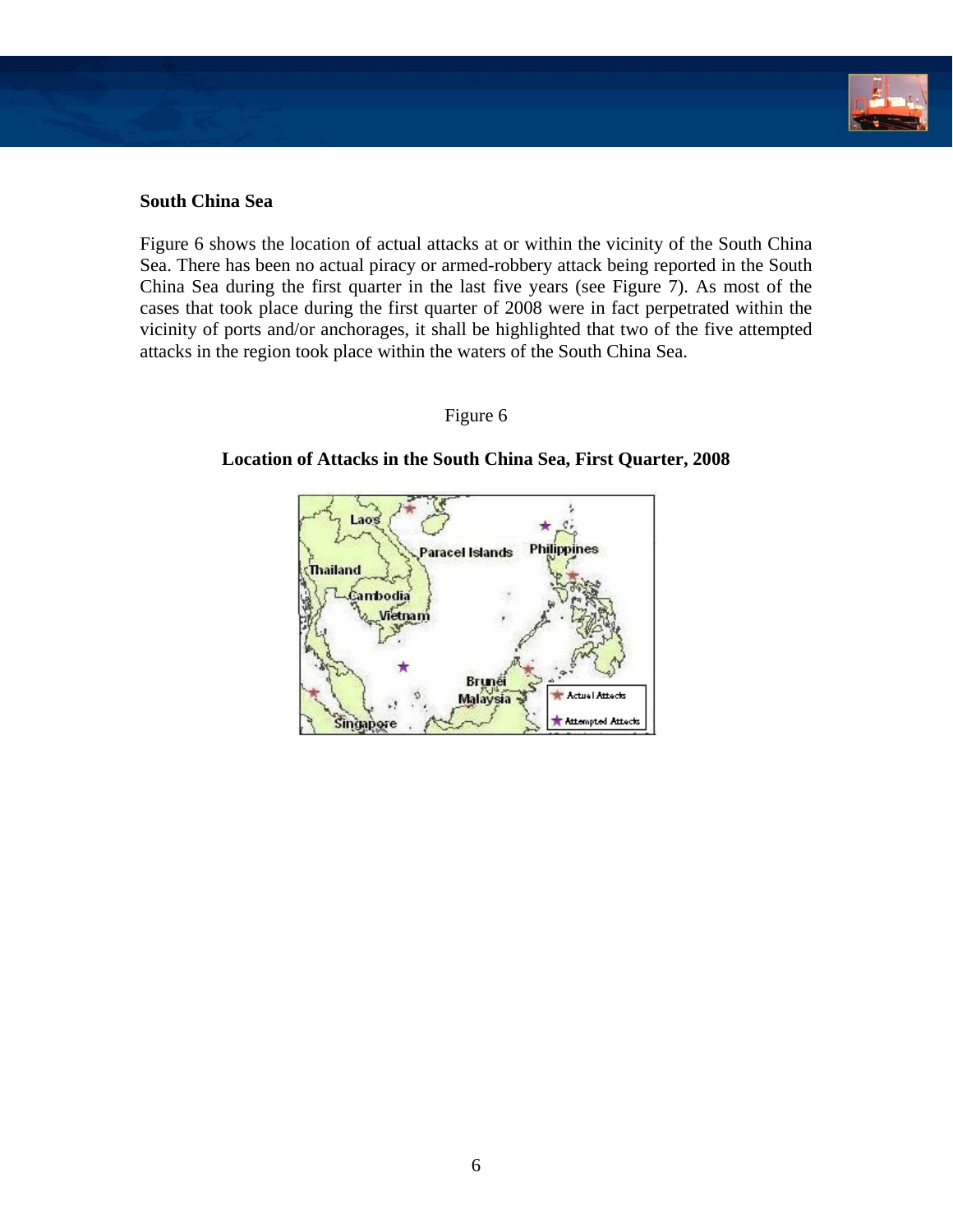**South China Sea**

Figure 6 shows the location of actual attacks at or within the vicinity of the South China Sea. There has been no actual piracy or armed-robbery attack being reported in the South China Sea during the first quarter in the last five years (see Figure 7). As most of the cases that took place during the first quarter of 2008 were in fact perpetrated within the vicinity of ports and/or anchorages, it shall be highlighted that two of the five attempted attacks in the region took place within the waters of the South China Sea.

Figure 6

**Location of Attacks in the South China Sea, First Quarter, 2008**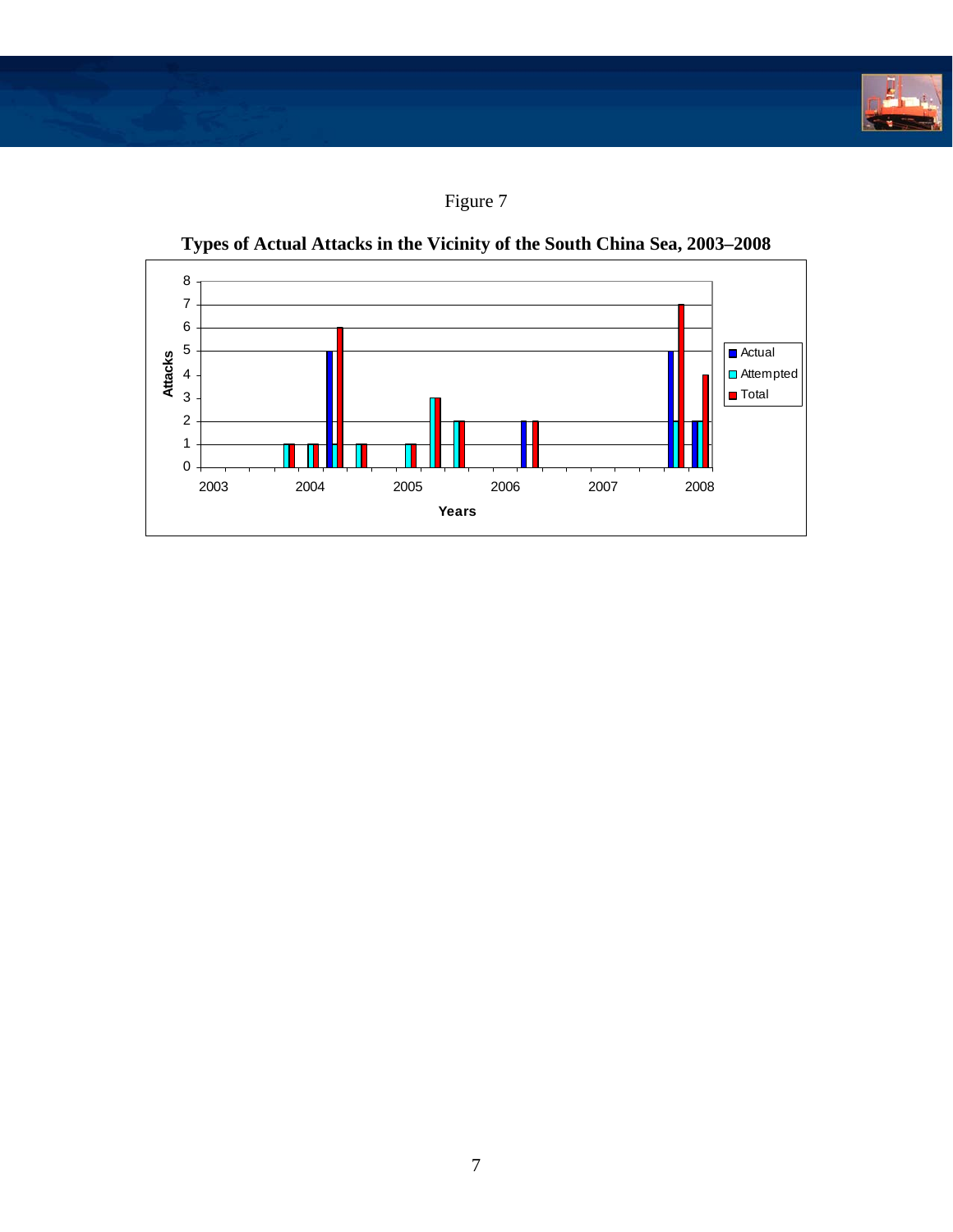Figure 7

**Types of Actual Attacks in the Vicinity of the South China Sea, 2003–2008**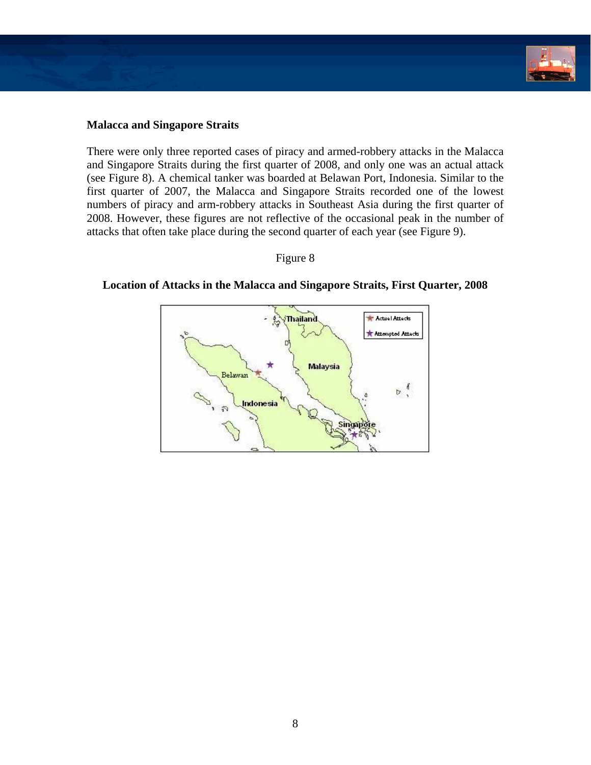### Malacca and Singapore Straits

There were only three reported cases of piracy and armed-robbery attacks in the Malacca and Singapore Straits during the first quarter of 2008, and only one was an actual attack (see Figure 8). A chemical tanker was boarded at Belawan Port, Indonesia. Similar to the first quarter of 2007, the Malacca and Singapore Straits recorded one of the lowest numbers of piracy and arm-robbery attacks in Southeast Asia during the first quarter of 2008. However, these figures are not reflective of the occasional peak in the number of attacks that often take place during the second quarter of each year (see Figure 9).

Figure 8

**Location of Attacks in the Malacca and Singapore Straits, First Quarter, 2008**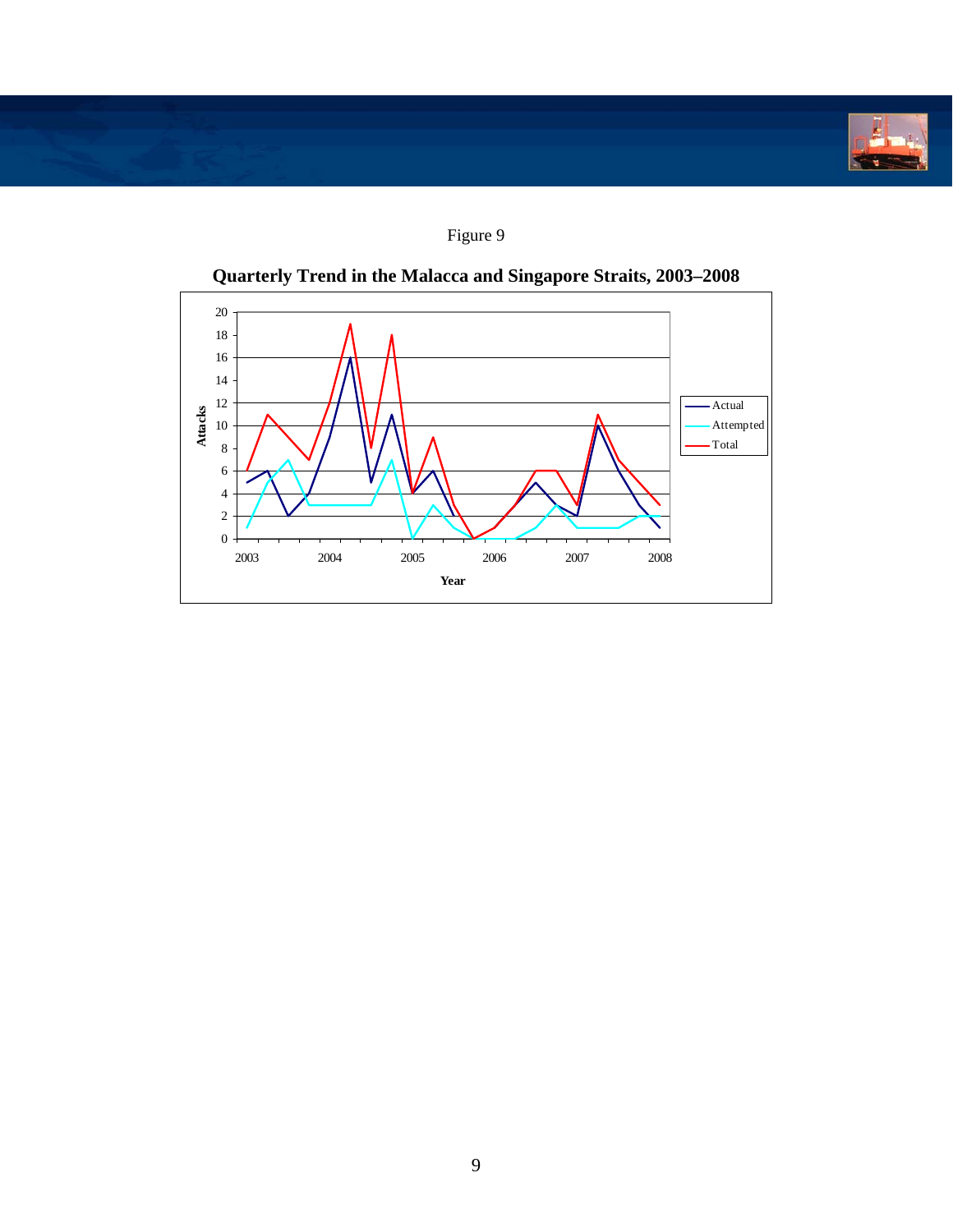Figure 9

**Quarterly Trend in the Malacca and Singapore Straits, 2003–2008**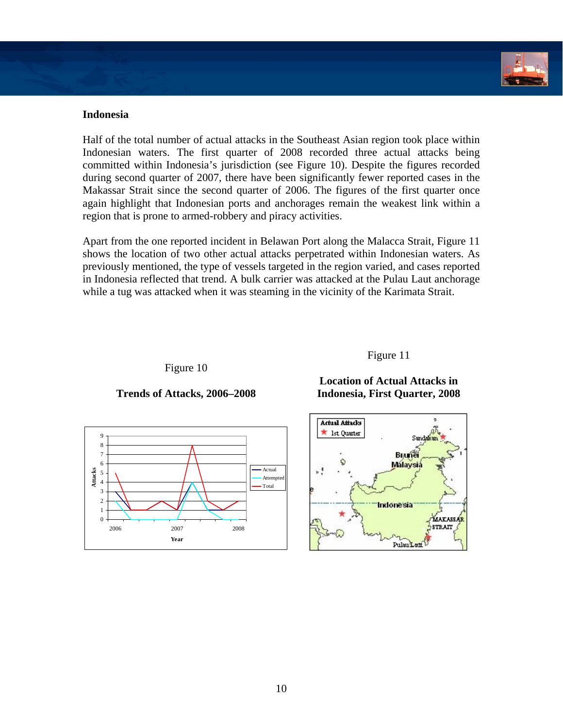## Indonesia

Half of the total number of actual attacks in the Southeast Asian region took place within Indonesian waters. The first quarter of 2008 recorded three actual attacks being committed within Indonesia's jurisdiction (see Figure 10). Despite the figures recorded during second quarter of 2007, there have been significantly fewer reported cases in the Makassar Strait since the second quarter of 2006. The figures of the first quarter once again highlight that Indonesian ports and anchorages remain the weakest link within a region that is prone to armed-robbery and piracy activities.

Apart from the one reported incident in Belawan Port along the Malacca Strait, Figure 11 shows the location of two other actual attacks perpetrated within Indonesian waters. As previously mentioned, the type of vessels targeted in the region varied, and cases reported in Indonesia reflected that trend. A bulk carrier was attacked at the Pulau Laut anchorage while a tug was attacked when it was steaming in the vicinity of the Karimata Strait.

Figure 10

**Trends of Attacks, 2006–2008**

Figure 11

**Location of Actual Attacks in Indonesia, First Quarter, 2008**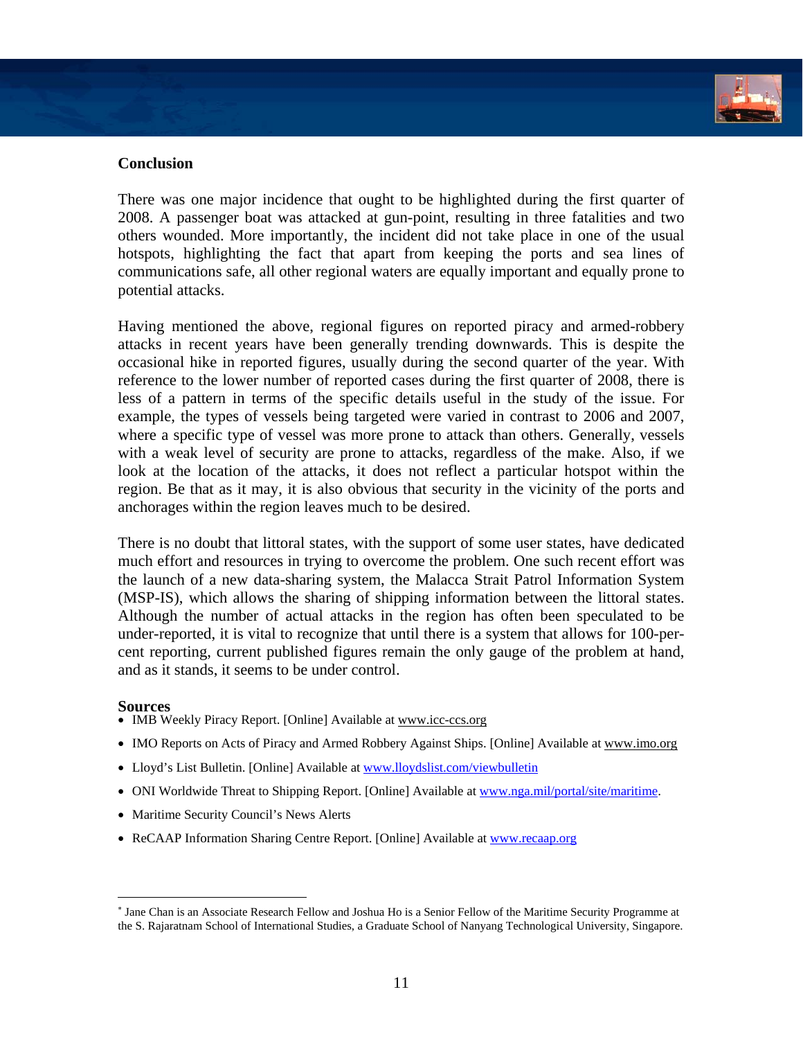**Conclusion**

There was one major incidence that ought to be highlighted during the first quarter of 2008. A passenger boat was attacked at gun-point, resulting in three fatalities and two others wounded. More importantly, the incident did not take place in one of the usual hotspots, highlighting the fact that apart from keeping the ports and sea lines of communications safe, all other regional waters are equally important and equally prone to potential attacks.

Having mentioned the above, regional figures on reported piracy and armed-robbery attacks in recent years have been generally trending downwards. This is despite the occasional hike in reported figures, usually during the second quarter of the year. With reference to the lower number of reported cases during the first quarter of 2008, there is less of a pattern in terms of the specific details useful in the study of the issue. For example, the types of vessels being targeted were varied in contrast to 2006 and 2007, where a specific type of vessel was more prone to attack than others. Generally, vessels with a weak level of security are prone to attacks, regardless of the make. Also, if we look at the location of the attacks, it does not reflect a particular hotspot within the region. Be that as it may, it is also obvious that security in the vicinity of the ports and anchorages within the region leaves much to be desired.

There is no doubt that littoral states, with the support of some user states, have dedicated much effort and resources in trying to overcome the problem. One such recent effort was the launch of a new data-sharing system, the Malacca Strait Patrol Information System (MSP-IS), which allows the sharing of shipping information between the littoral states. Although the number of actual attacks in the region has often been speculated to be under-reported, it is vital to recognize that until there is a system that allows for 100-per-cent reporting, current published figures remain the only gauge of the problem at hand, and as it stands, it seems to be under control.

**Sources**

- IMB Weekly Piracy Report. [Online] Available at www.icc-ccs.org
- IMO Reports on Acts of Piracy and Armed Robbery Against Ships. [Online] Available at www.imo.org
- Lloyd's List Bulletin. [Online] Available at www.lloydslist.com/viewbulletin
- ONI Worldwide Threat to Shipping Report. [Online] Available at www.nga.mil/portal/site/maritime.
- Maritime Security Council's News Alerts
- ReCAAP Information Sharing Centre Report. [Online] Available at www.recaap.org

[*] Jane Chan is an Associate Research Fellow and Joshua Ho is a Senior Fellow of the Maritime Security Programme at the S. Rajaratnam School of International Studies, a Graduate School of Nanyang Technological University, Singapore.